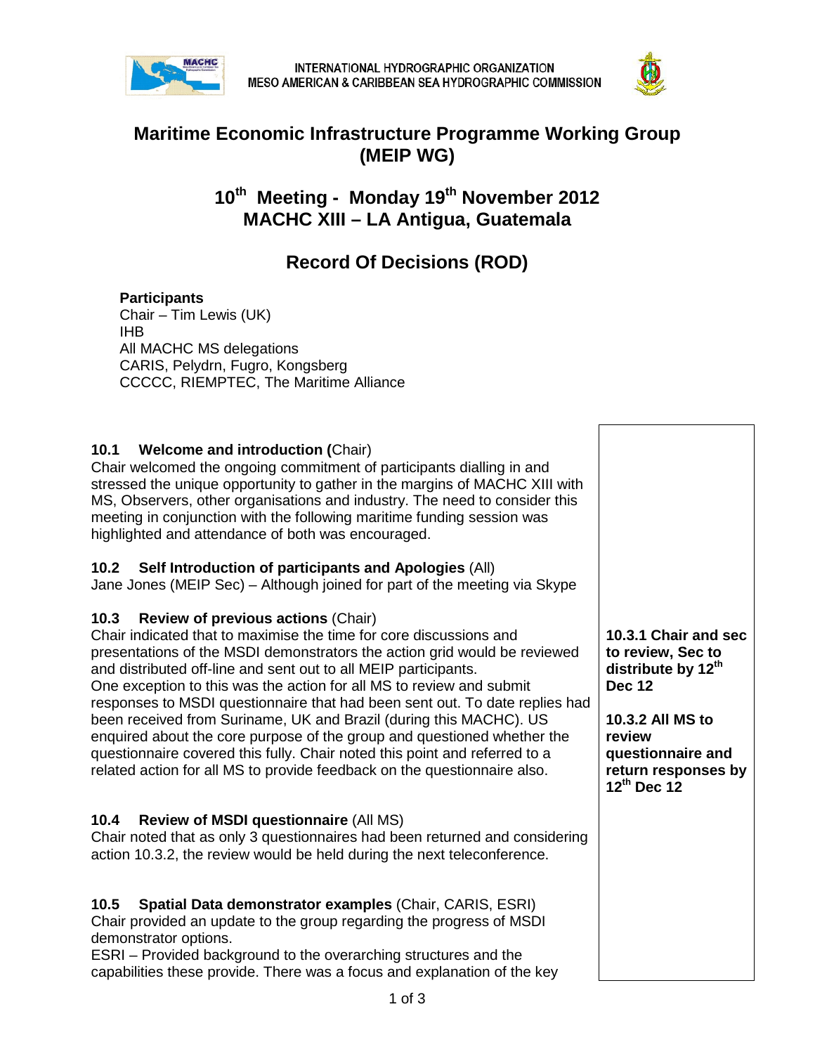INTERNATIONAL HYDROGRAPHIC ORGANIZATION
MESO AMERICAN & CARIBBEAN SEA HYDROGRAPHIC COMMISSION

# Maritime Economic Infrastructure Programme Working Group (MEIP WG)

## 10th Meeting - Monday 19th November 2012
## MACHC XIII – LA Antigua, Guatemala

## Record Of Decisions (ROD)

**Participants**
Chair – Tim Lewis (UK)
IHB
All MACHC MS delegations
CARIS, Pelydrn, Fugro, Kongsberg
CCCCC, RIEMPTEC, The Maritime Alliance

### 10.1 Welcome and introduction (Chair)

Chair welcomed the ongoing commitment of participants dialling in and stressed the unique opportunity to gather in the margins of MACHC XIII with MS, Observers, other organisations and industry. The need to consider this meeting in conjunction with the following maritime funding session was highlighted and attendance of both was encouraged.

### 10.2 Self Introduction of participants and Apologies (All)

Jane Jones (MEIP Sec) – Although joined for part of the meeting via Skype

### 10.3 Review of previous actions (Chair)

Chair indicated that to maximise the time for core discussions and presentations of the MSDI demonstrators the action grid would be reviewed and distributed off-line and sent out to all MEIP participants.
One exception to this was the action for all MS to review and submit responses to MSDI questionnaire that had been sent out. To date replies had been received from Suriname, UK and Brazil (during this MACHC). US enquired about the core purpose of the group and questioned whether the questionnaire covered this fully. Chair noted this point and referred to a related action for all MS to provide feedback on the questionnaire also.

**10.3.1 Chair and sec to review, Sec to distribute by 12th Dec 12**

**10.3.2 All MS to review questionnaire and return responses by 12th Dec 12**

### 10.4 Review of MSDI questionnaire (All MS)

Chair noted that as only 3 questionnaires had been returned and considering action 10.3.2, the review would be held during the next teleconference.

### 10.5 Spatial Data demonstrator examples (Chair, CARIS, ESRI)

Chair provided an update to the group regarding the progress of MSDI demonstrator options.
ESRI – Provided background to the overarching structures and the capabilities these provide. There was a focus and explanation of the key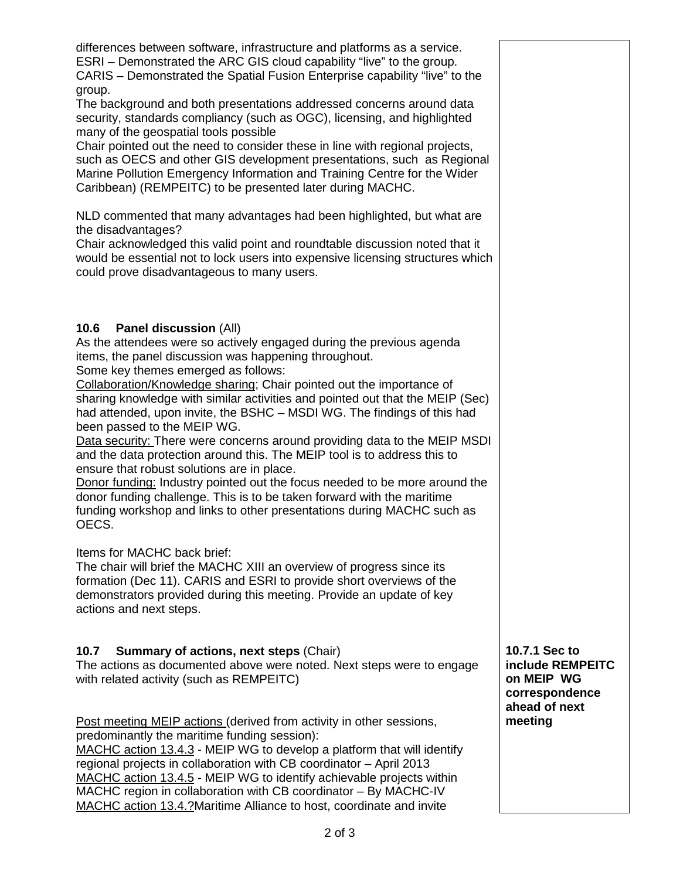differences between software, infrastructure and platforms as a service.
ESRI – Demonstrated the ARC GIS cloud capability "live" to the group.
CARIS – Demonstrated the Spatial Fusion Enterprise capability "live" to the group.
The background and both presentations addressed concerns around data security, standards compliancy (such as OGC), licensing, and highlighted many of the geospatial tools possible
Chair pointed out the need to consider these in line with regional projects, such as OECS and other GIS development presentations, such as Regional Marine Pollution Emergency Information and Training Centre for the Wider Caribbean) (REMPEITC) to be presented later during MACHC.

NLD commented that many advantages had been highlighted, but what are the disadvantages?
Chair acknowledged this valid point and roundtable discussion noted that it would be essential not to lock users into expensive licensing structures which could prove disadvantageous to many users.

### 10.6 Panel discussion (All)

As the attendees were so actively engaged during the previous agenda items, the panel discussion was happening throughout.
Some key themes emerged as follows:
Collaboration/Knowledge sharing; Chair pointed out the importance of sharing knowledge with similar activities and pointed out that the MEIP (Sec) had attended, upon invite, the BSHC – MSDI WG. The findings of this had been passed to the MEIP WG.
Data security: There were concerns around providing data to the MEIP MSDI and the data protection around this. The MEIP tool is to address this to ensure that robust solutions are in place.
Donor funding: Industry pointed out the focus needed to be more around the donor funding challenge. This is to be taken forward with the maritime funding workshop and links to other presentations during MACHC such as OECS.

Items for MACHC back brief:
The chair will brief the MACHC XIII an overview of progress since its formation (Dec 11). CARIS and ESRI to provide short overviews of the demonstrators provided during this meeting. Provide an update of key actions and next steps.

### 10.7 Summary of actions, next steps (Chair)

The actions as documented above were noted. Next steps were to engage with related activity (such as REMPEITC)

**10.7.1 Sec to include REMPEITC on MEIP WG correspondence ahead of next meeting**

Post meeting MEIP actions (derived from activity in other sessions, predominantly the maritime funding session):
MACHC action 13.4.3 - MEIP WG to develop a platform that will identify regional projects in collaboration with CB coordinator – April 2013
MACHC action 13.4.5 - MEIP WG to identify achievable projects within MACHC region in collaboration with CB coordinator – By MACHC-IV
MACHC action 13.4.?Maritime Alliance to host, coordinate and invite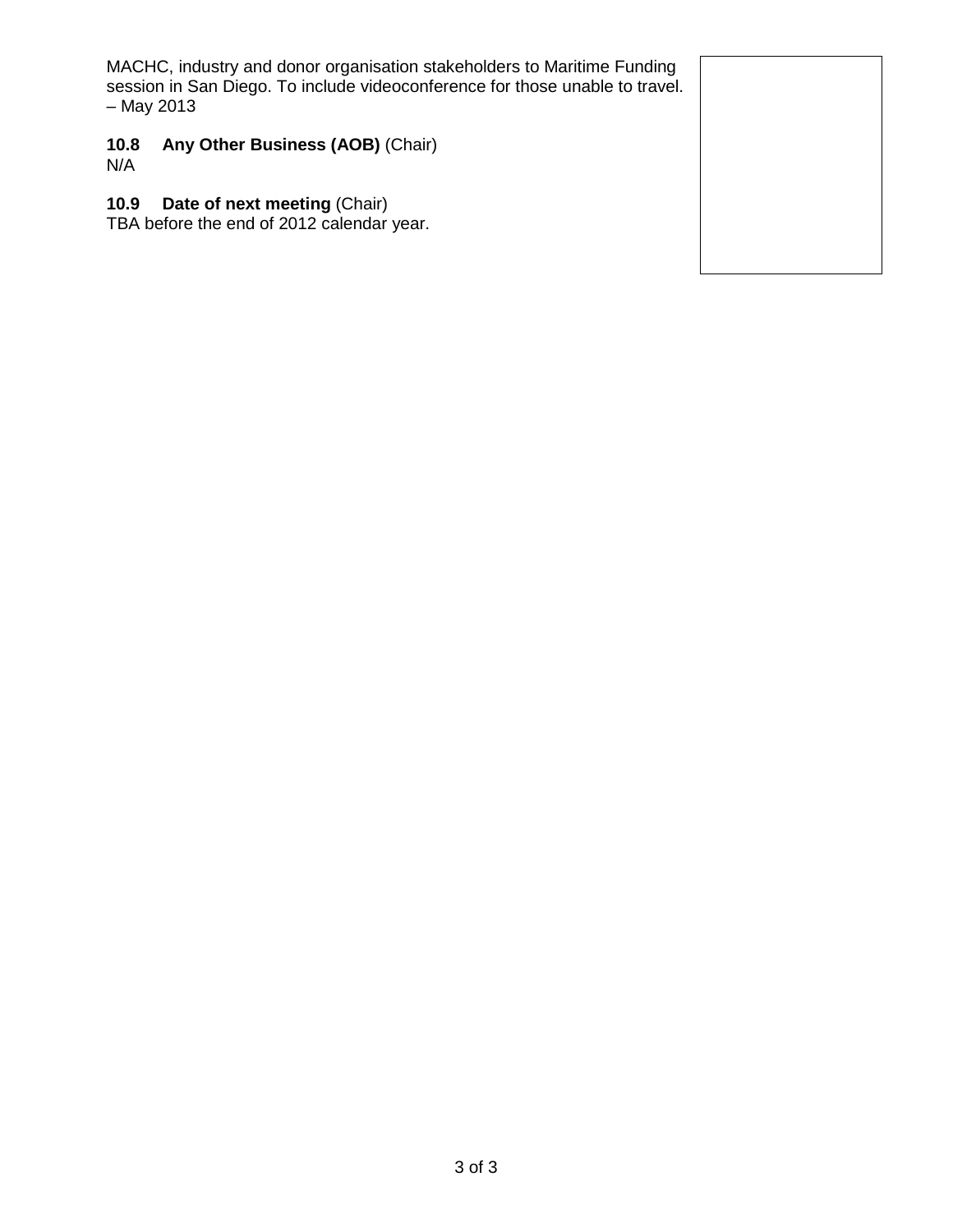MACHC, industry and donor organisation stakeholders to Maritime Funding session in San Diego. To include videoconference for those unable to travel. – May 2013

**10.8 Any Other Business (AOB)** (Chair)
N/A

**10.9 Date of next meeting** (Chair)
TBA before the end of 2012 calendar year.